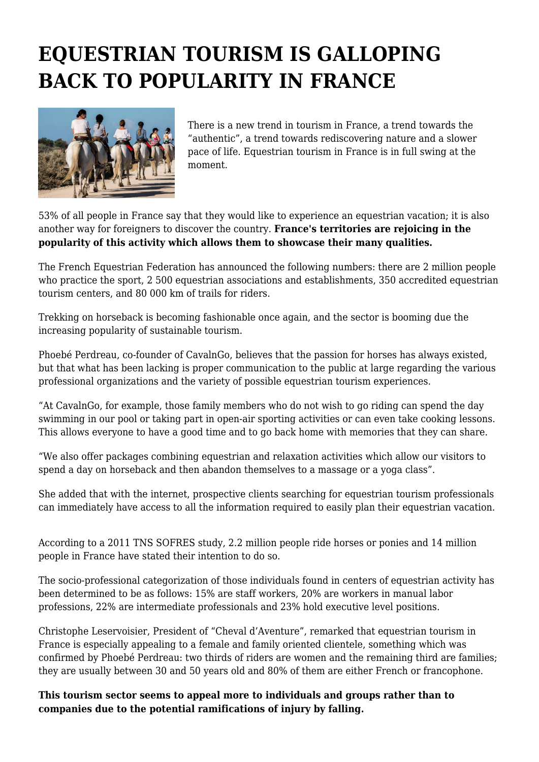# EQUESTRIAN TOURISM IS GALLOPING BACK TO POPULARITY IN FRANCE

There is a new trend in tourism in France, a trend towards the "authentic", a trend towards rediscovering nature and a slower pace of life. Equestrian tourism in France is in full swing at the moment.

53% of all people in France say that they would like to experience an equestrian vacation; it is also another way for foreigners to discover the country. **France's territories are rejoicing in the popularity of this activity which allows them to showcase their many qualities.**

The French Equestrian Federation has announced the following numbers: there are 2 million people who practice the sport, 2 500 equestrian associations and establishments, 350 accredited equestrian tourism centers, and 80 000 km of trails for riders.

Trekking on horseback is becoming fashionable once again, and the sector is booming due the increasing popularity of sustainable tourism.

Phoebé Perdreau, co-founder of CavalnGo, believes that the passion for horses has always existed, but that what has been lacking is proper communication to the public at large regarding the various professional organizations and the variety of possible equestrian tourism experiences.

"At CavalnGo, for example, those family members who do not wish to go riding can spend the day swimming in our pool or taking part in open-air sporting activities or can even take cooking lessons. This allows everyone to have a good time and to go back home with memories that they can share.

"We also offer packages combining equestrian and relaxation activities which allow our visitors to spend a day on horseback and then abandon themselves to a massage or a yoga class".

She added that with the internet, prospective clients searching for equestrian tourism professionals can immediately have access to all the information required to easily plan their equestrian vacation.

According to a 2011 TNS SOFRES study, 2.2 million people ride horses or ponies and 14 million people in France have stated their intention to do so.

The socio-professional categorization of those individuals found in centers of equestrian activity has been determined to be as follows: 15% are staff workers, 20% are workers in manual labor professions, 22% are intermediate professionals and 23% hold executive level positions.

Christophe Leservoisier, President of "Cheval d'Aventure", remarked that equestrian tourism in France is especially appealing to a female and family oriented clientele, something which was confirmed by Phoebé Perdreau: two thirds of riders are women and the remaining third are families; they are usually between 30 and 50 years old and 80% of them are either French or francophone.

**This tourism sector seems to appeal more to individuals and groups rather than to companies due to the potential ramifications of injury by falling.**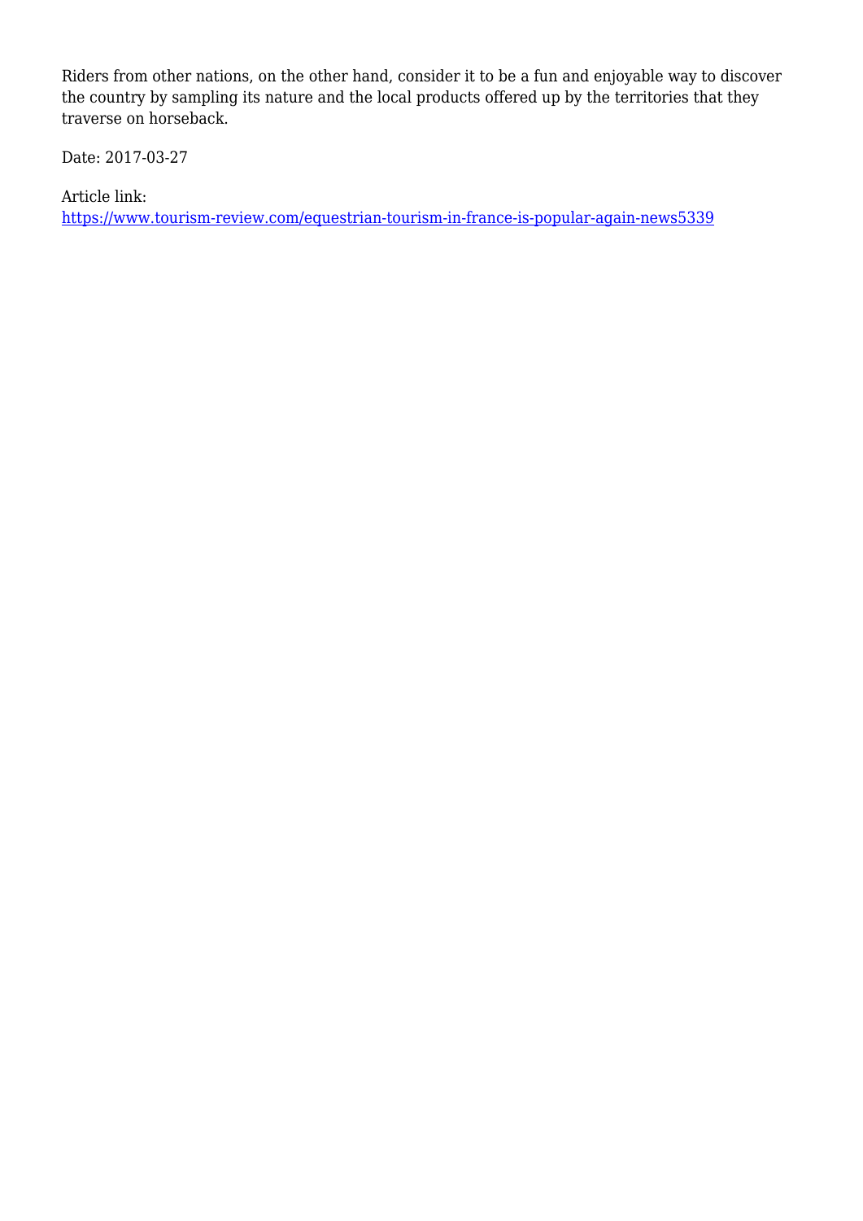Riders from other nations, on the other hand, consider it to be a fun and enjoyable way to discover the country by sampling its nature and the local products offered up by the territories that they traverse on horseback.

Date: 2017-03-27

Article link:
[https://www.tourism-review.com/equestrian-tourism-in-france-is-popular-again-news5339](https://www.tourism-review.com/equestrian-tourism-in-france-is-popular-again-news5339)